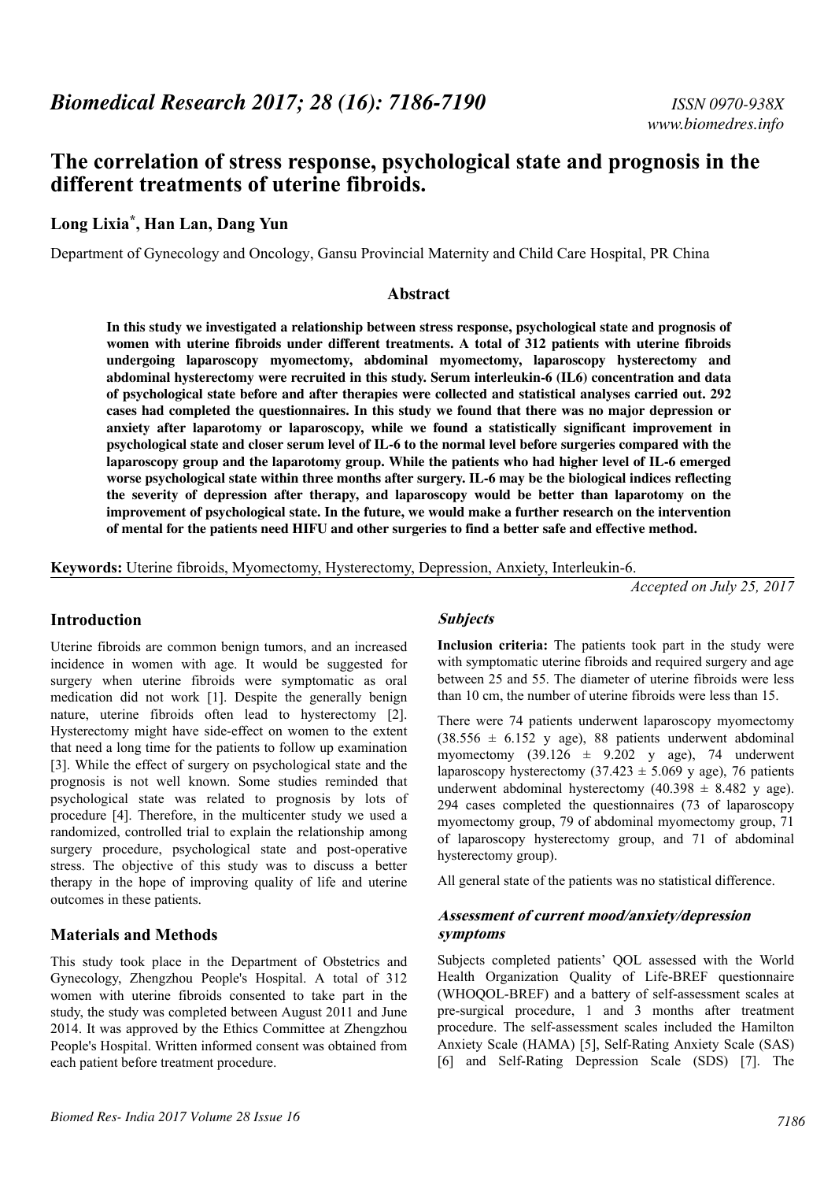# The correlation of stress response, psychological state and prognosis in the different treatments of uterine fibroids.

**Long Lixia[*], Han Lan, Dang Yun**

Department of Gynecology and Oncology, Gansu Provincial Maternity and Child Care Hospital, PR China

## Abstract

**In this study we investigated a relationship between stress response, psychological state and prognosis of women with uterine fibroids under different treatments. A total of 312 patients with uterine fibroids undergoing laparoscopy myomectomy, abdominal myomectomy, laparoscopy hysterectomy and abdominal hysterectomy were recruited in this study. Serum interleukin-6 (IL6) concentration and data of psychological state before and after therapies were collected and statistical analyses carried out. 292 cases had completed the questionnaires. In this study we found that there was no major depression or anxiety after laparotomy or laparoscopy, while we found a statistically significant improvement in psychological state and closer serum level of IL-6 to the normal level before surgeries compared with the laparoscopy group and the laparotomy group. While the patients who had higher level of IL-6 emerged worse psychological state within three months after surgery. IL-6 may be the biological indices reflecting the severity of depression after therapy, and laparoscopy would be better than laparotomy on the improvement of psychological state. In the future, we would make a further research on the intervention of mental for the patients need HIFU and other surgeries to find a better safe and effective method.**

**Keywords:** Uterine fibroids, Myomectomy, Hysterectomy, Depression, Anxiety, Interleukin-6.

*Accepted on July 25, 2017*

## Introduction

Uterine fibroids are common benign tumors, and an increased incidence in women with age. It would be suggested for surgery when uterine fibroids were symptomatic as oral medication did not work [1]. Despite the generally benign nature, uterine fibroids often lead to hysterectomy [2]. Hysterectomy might have side-effect on women to the extent that need a long time for the patients to follow up examination [3]. While the effect of surgery on psychological state and the prognosis is not well known. Some studies reminded that psychological state was related to prognosis by lots of procedure [4]. Therefore, in the multicenter study we used a randomized, controlled trial to explain the relationship among surgery procedure, psychological state and post-operative stress. The objective of this study was to discuss a better therapy in the hope of improving quality of life and uterine outcomes in these patients.

## Materials and Methods

This study took place in the Department of Obstetrics and Gynecology, Zhengzhou People's Hospital. A total of 312 women with uterine fibroids consented to take part in the study, the study was completed between August 2011 and June 2014. It was approved by the Ethics Committee at Zhengzhou People's Hospital. Written informed consent was obtained from each patient before treatment procedure.

### *Subjects*

**Inclusion criteria:** The patients took part in the study were with symptomatic uterine fibroids and required surgery and age between 25 and 55. The diameter of uterine fibroids were less than 10 cm, the number of uterine fibroids were less than 15.

There were 74 patients underwent laparoscopy myomectomy ($38.556 \pm 6.152$ y age), 88 patients underwent abdominal myomectomy ($39.126 \pm 9.202$ y age), 74 underwent laparoscopy hysterectomy ($37.423 \pm 5.069$ y age), 76 patients underwent abdominal hysterectomy ($40.398 \pm 8.482$ y age). 294 cases completed the questionnaires (73 of laparoscopy myomectomy group, 79 of abdominal myomectomy group, 71 of laparoscopy hysterectomy group, and 71 of abdominal hysterectomy group).

All general state of the patients was no statistical difference.

### *Assessment of current mood/anxiety/depression symptoms*

Subjects completed patients' QOL assessed with the World Health Organization Quality of Life-BREF questionnaire (WHOQOL-BREF) and a battery of self-assessment scales at pre-surgical procedure, 1 and 3 months after treatment procedure. The self-assessment scales included the Hamilton Anxiety Scale (HAMA) [5], Self-Rating Anxiety Scale (SAS) [6] and Self-Rating Depression Scale (SDS) [7]. The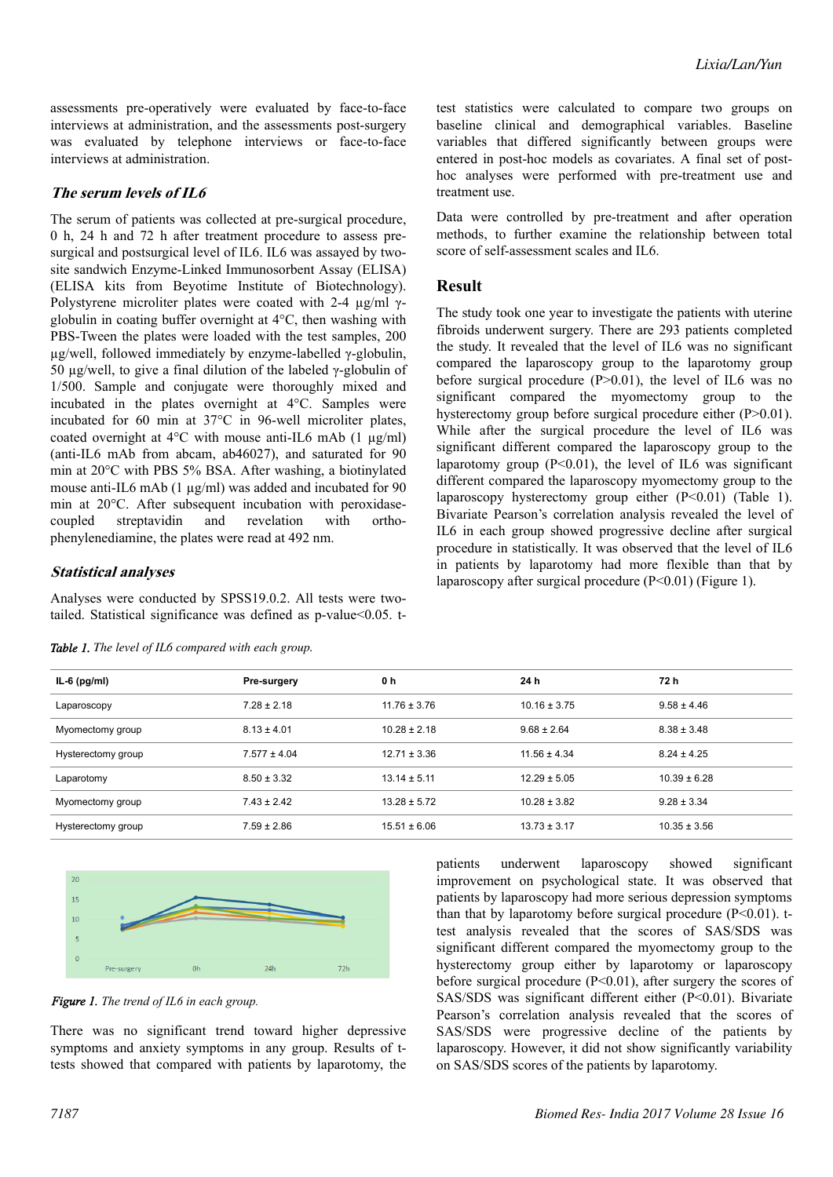assessments pre-operatively were evaluated by face-to-face interviews at administration, and the assessments post-surgery was evaluated by telephone interviews or face-to-face interviews at administration.

### The serum levels of IL6

The serum of patients was collected at pre-surgical procedure, 0 h, 24 h and 72 h after treatment procedure to assess pre-surgical and postsurgical level of IL6. IL6 was assayed by two-site sandwich Enzyme-Linked Immunosorbent Assay (ELISA) (ELISA kits from Beyotime Institute of Biotechnology). Polystyrene microliter plates were coated with 2-4 μg/ml γ-globulin in coating buffer overnight at 4°C, then washing with PBS-Tween the plates were loaded with the test samples, 200 μg/well, followed immediately by enzyme-labelled γ-globulin, 50 μg/well, to give a final dilution of the labeled γ-globulin of 1/500. Sample and conjugate were thoroughly mixed and incubated in the plates overnight at 4°C. Samples were incubated for 60 min at 37°C in 96-well microliter plates, coated overnight at 4°C with mouse anti-IL6 mAb (1 μg/ml) (anti-IL6 mAb from abcam, ab46027), and saturated for 90 min at 20°C with PBS 5% BSA. After washing, a biotinylated mouse anti-IL6 mAb (1 μg/ml) was added and incubated for 90 min at 20°C. After subsequent incubation with peroxidase-coupled streptavidin and revelation with ortho-phenylenediamine, the plates were read at 492 nm.

### Statistical analyses

Analyses were conducted by SPSS19.0.2. All tests were two-tailed. Statistical significance was defined as p-value<0.05. t-test statistics were calculated to compare two groups on baseline clinical and demographical variables. Baseline variables that differed significantly between groups were entered in post-hoc models as covariates. A final set of post-hoc analyses were performed with pre-treatment use and treatment use.

Data were controlled by pre-treatment and after operation methods, to further examine the relationship between total score of self-assessment scales and IL6.

## Result

The study took one year to investigate the patients with uterine fibroids underwent surgery. There are 293 patients completed the study. It revealed that the level of IL6 was no significant compared the laparoscopy group to the laparotomy group before surgical procedure (P>0.01), the level of IL6 was no significant compared the myomectomy group to the hysterectomy group before surgical procedure either (P>0.01). While after the surgical procedure the level of IL6 was significant different compared the laparoscopy group to the laparotomy group (P<0.01), the level of IL6 was significant different compared the laparoscopy myomectomy group to the laparoscopy hysterectomy group either (P<0.01) (Table 1). Bivariate Pearson's correlation analysis revealed the level of IL6 in each group showed progressive decline after surgical procedure in statistically. It was observed that the level of IL6 in patients by laparotomy had more flexible than that by laparoscopy after surgical procedure (P<0.01) (Figure 1).

*Table 1. The level of IL6 compared with each group.*

| IL-6 (pg/ml) | Pre-surgery | 0 h | 24 h | 72 h |
|---|---|---|---|---|
| Laparoscopy | 7.28 ± 2.18 | 11.76 ± 3.76 | 10.16 ± 3.75 | 9.58 ± 4.46 |
| Myomectomy group | 8.13 ± 4.01 | 10.28 ± 2.18 | 9.68 ± 2.64 | 8.38 ± 3.48 |
| Hysterectomy group | 7.577 ± 4.04 | 12.71 ± 3.36 | 11.56 ± 4.34 | 8.24 ± 4.25 |
| Laparotomy | 8.50 ± 3.32 | 13.14 ± 5.11 | 12.29 ± 5.05 | 10.39 ± 6.28 |
| Myomectomy group | 7.43 ± 2.42 | 13.28 ± 5.72 | 10.28 ± 3.82 | 9.28 ± 3.34 |
| Hysterectomy group | 7.59 ± 2.86 | 15.51 ± 6.06 | 13.73 ± 3.17 | 10.35 ± 3.56 |

20
15
10
5
0
Pre-surgery
0h
24h
72h

*Figure 1. The trend of IL6 in each group.*

There was no significant trend toward higher depressive symptoms and anxiety symptoms in any group. Results of t-tests showed that compared with patients by laparotomy, the patients underwent laparoscopy showed significant improvement on psychological state. It was observed that patients by laparoscopy had more serious depression symptoms than that by laparotomy before surgical procedure (P<0.01). t-test analysis revealed that the scores of SAS/SDS was significant different compared the myomectomy group to the hysterectomy group either by laparotomy or laparoscopy before surgical procedure (P<0.01), after surgery the scores of SAS/SDS was significant different either (P<0.01). Bivariate Pearson's correlation analysis revealed that the scores of SAS/SDS were progressive decline of the patients by laparoscopy. However, it did not show significantly variability on SAS/SDS scores of the patients by laparotomy.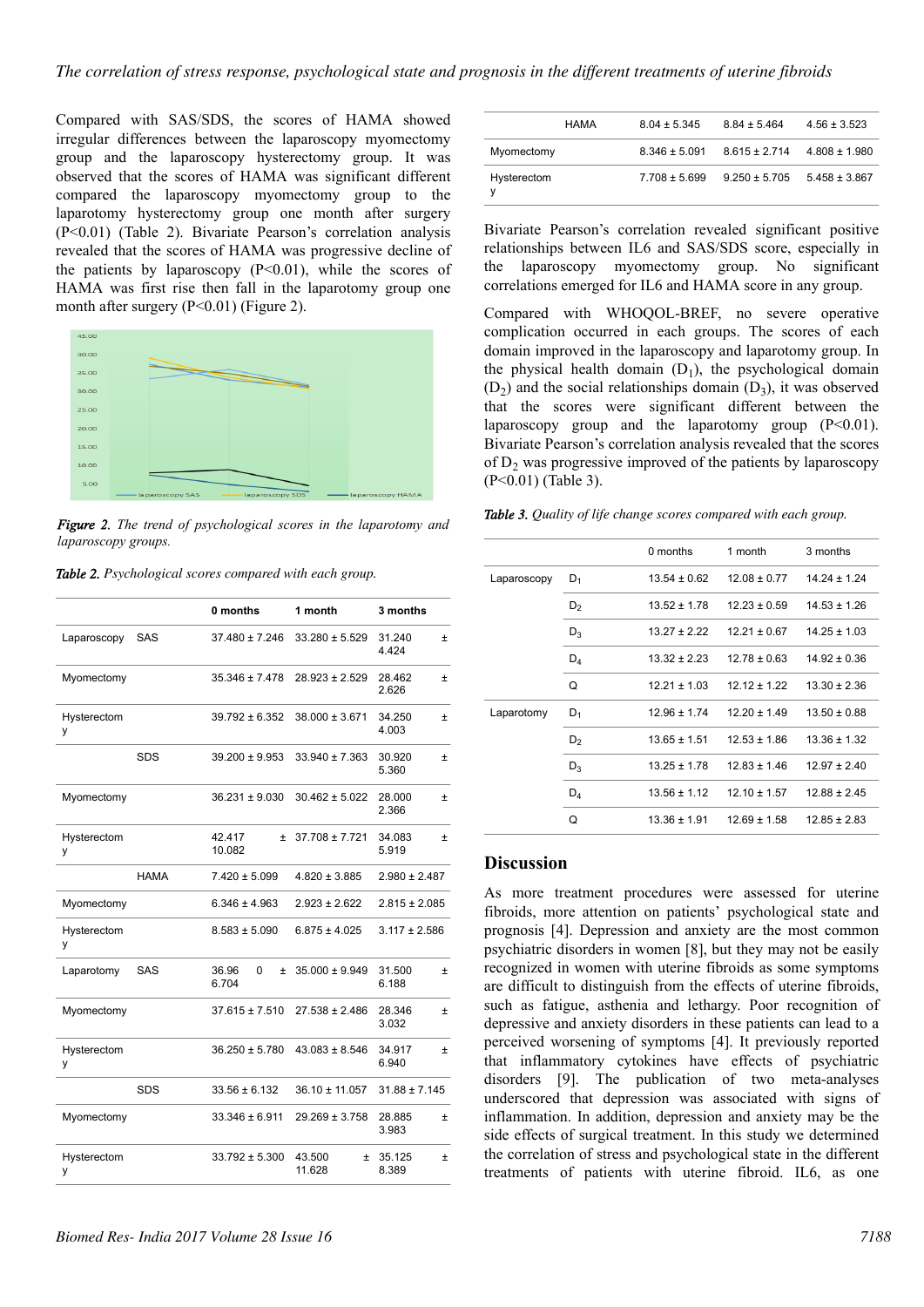Compared with SAS/SDS, the scores of HAMA showed irregular differences between the laparoscopy myomectomy group and the laparoscopy hysterectomy group. It was observed that the scores of HAMA was significant different compared the laparoscopy myomectomy group to the laparotomy hysterectomy group one month after surgery (P<0.01) (Table 2). Bivariate Pearson's correlation analysis revealed that the scores of HAMA was progressive decline of the patients by laparoscopy (P<0.01), while the scores of HAMA was first rise then fall in the laparotomy group one month after surgery (P<0.01) (Figure 2).

45.00
40.00
35.00
30.00
25.00
20.00
15.00
10.00
5.00
laparoscopy SAS
laparoscopy SDS
laparoscopy HAMA

*Figure 2. The trend of psychological scores in the laparotomy and laparoscopy groups.*

*Table 2. Psychological scores compared with each group.*

| | | 0 months | 1 month | 3 months |
|---|---|---|---|---|
| Laparoscopy | SAS | 37.480 ± 7.246 | 33.280 ± 5.529 | 31.240 ± 4.424 |
| Myomectomy | | 35.346 ± 7.478 | 28.923 ± 2.529 | 28.462 ± 2.626 |
| Hysterectomy | | 39.792 ± 6.352 | 38.000 ± 3.671 | 34.250 ± 4.003 |
| | SDS | 39.200 ± 9.953 | 33.940 ± 7.363 | 30.920 ± 5.360 |
| Myomectomy | | 36.231 ± 9.030 | 30.462 ± 5.022 | 28.000 ± 2.366 |
| Hysterectomy | | 42.417 ± 10.082 | 37.708 ± 7.721 | 34.083 ± 5.919 |
| | HAMA | 7.420 ± 5.099 | 4.820 ± 3.885 | 2.980 ± 2.487 |
| Myomectomy | | 6.346 ± 4.963 | 2.923 ± 2.622 | 2.815 ± 2.085 |
| Hysterectomy | | 8.583 ± 5.090 | 6.875 ± 4.025 | 3.117 ± 2.586 |
| Laparotomy | SAS | 36.960 ± 6.704 | 35.000 ± 9.949 | 31.500 ± 6.188 |
| Myomectomy | | 37.615 ± 7.510 | 27.538 ± 2.486 | 28.346 ± 3.032 |
| Hysterectomy | | 36.250 ± 5.780 | 43.083 ± 8.546 | 34.917 ± 6.940 |
| | SDS | 33.56 ± 6.132 | 36.10 ± 11.057 | 31.88 ± 7.145 |
| Myomectomy | | 33.346 ± 6.911 | 29.269 ± 3.758 | 28.885 ± 3.983 |
| Hysterectomy | | 33.792 ± 5.300 | 43.500 ± 11.628 | 35.125 ± 8.389 |
| | HAMA | 8.04 ± 5.345 | 8.84 ± 5.464 | 4.56 ± 3.523 |
| Myomectomy | | 8.346 ± 5.091 | 8.615 ± 2.714 | 4.808 ± 1.980 |
| Hysterectomy | | 7.708 ± 5.699 | 9.250 ± 5.705 | 5.458 ± 3.867 |

Bivariate Pearson's correlation revealed significant positive relationships between IL6 and SAS/SDS score, especially in the laparoscopy myomectomy group. No significant correlations emerged for IL6 and HAMA score in any group.

Compared with WHOQOL-BREF, no severe operative complication occurred in each groups. The scores of each domain improved in the laparoscopy and laparotomy group. In the physical health domain ($D_1$), the psychological domain ($D_2$) and the social relationships domain ($D_3$), it was observed that the scores were significant different between the laparoscopy group and the laparotomy group (P<0.01). Bivariate Pearson's correlation analysis revealed that the scores of $D_2$ was progressive improved of the patients by laparoscopy (P<0.01) (Table 3).

*Table 3. Quality of life change scores compared with each group.*

| | | 0 months | 1 month | 3 months |
|---|---|---|---|---|
| Laparoscopy | $D_1$ | 13.54 ± 0.62 | 12.08 ± 0.77 | 14.24 ± 1.24 |
| | $D_2$ | 13.52 ± 1.78 | 12.23 ± 0.59 | 14.53 ± 1.26 |
| | $D_3$ | 13.27 ± 2.22 | 12.21 ± 0.67 | 14.25 ± 1.03 |
| | $D_4$ | 13.32 ± 2.23 | 12.78 ± 0.63 | 14.92 ± 0.36 |
| | Q | 12.21 ± 1.03 | 12.12 ± 1.22 | 13.30 ± 2.36 |
| Laparotomy | $D_1$ | 12.96 ± 1.74 | 12.20 ± 1.49 | 13.50 ± 0.88 |
| | $D_2$ | 13.65 ± 1.51 | 12.53 ± 1.86 | 13.36 ± 1.32 |
| | $D_3$ | 13.25 ± 1.78 | 12.83 ± 1.46 | 12.97 ± 2.40 |
| | $D_4$ | 13.56 ± 1.12 | 12.10 ± 1.57 | 12.88 ± 2.45 |
| | Q | 13.36 ± 1.91 | 12.69 ± 1.58 | 12.85 ± 2.83 |

## Discussion

As more treatment procedures were assessed for uterine fibroids, more attention on patients' psychological state and prognosis [4]. Depression and anxiety are the most common psychiatric disorders in women [8], but they may not be easily recognized in women with uterine fibroids as some symptoms are difficult to distinguish from the effects of uterine fibroids, such as fatigue, asthenia and lethargy. Poor recognition of depressive and anxiety disorders in these patients can lead to a perceived worsening of symptoms [4]. It previously reported that inflammatory cytokines have effects of psychiatric disorders [9]. The publication of two meta-analyses underscored that depression was associated with signs of inflammation. In addition, depression and anxiety may be the side effects of surgical treatment. In this study we determined the correlation of stress and psychological state in the different treatments of patients with uterine fibroid. IL6, as one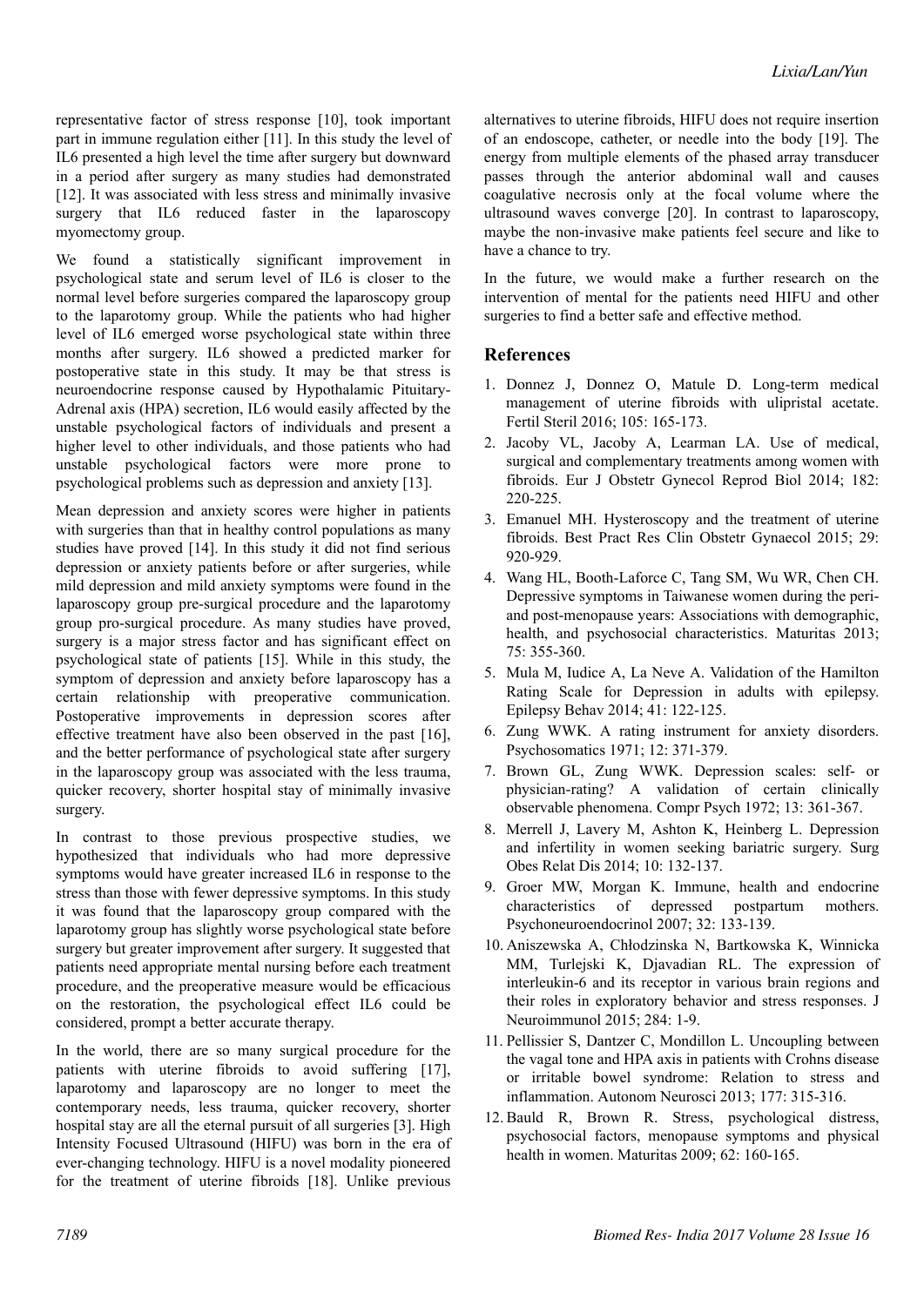representative factor of stress response [10], took important part in immune regulation either [11]. In this study the level of IL6 presented a high level the time after surgery but downward in a period after surgery as many studies had demonstrated [12]. It was associated with less stress and minimally invasive surgery that IL6 reduced faster in the laparoscopy myomectomy group.

We found a statistically significant improvement in psychological state and serum level of IL6 is closer to the normal level before surgeries compared the laparoscopy group to the laparotomy group. While the patients who had higher level of IL6 emerged worse psychological state within three months after surgery. IL6 showed a predicted marker for postoperative state in this study. It may be that stress is neuroendocrine response caused by Hypothalamic Pituitary-Adrenal axis (HPA) secretion, IL6 would easily affected by the unstable psychological factors of individuals and present a higher level to other individuals, and those patients who had unstable psychological factors were more prone to psychological problems such as depression and anxiety [13].

Mean depression and anxiety scores were higher in patients with surgeries than that in healthy control populations as many studies have proved [14]. In this study it did not find serious depression or anxiety patients before or after surgeries, while mild depression and mild anxiety symptoms were found in the laparoscopy group pre-surgical procedure and the laparotomy group pro-surgical procedure. As many studies have proved, surgery is a major stress factor and has significant effect on psychological state of patients [15]. While in this study, the symptom of depression and anxiety before laparoscopy has a certain relationship with preoperative communication. Postoperative improvements in depression scores after effective treatment have also been observed in the past [16], and the better performance of psychological state after surgery in the laparoscopy group was associated with the less trauma, quicker recovery, shorter hospital stay of minimally invasive surgery.

In contrast to those previous prospective studies, we hypothesized that individuals who had more depressive symptoms would have greater increased IL6 in response to the stress than those with fewer depressive symptoms. In this study it was found that the laparoscopy group compared with the laparotomy group has slightly worse psychological state before surgery but greater improvement after surgery. It suggested that patients need appropriate mental nursing before each treatment procedure, and the preoperative measure would be efficacious on the restoration, the psychological effect IL6 could be considered, prompt a better accurate therapy.

In the world, there are so many surgical procedure for the patients with uterine fibroids to avoid suffering [17], laparotomy and laparoscopy are no longer to meet the contemporary needs, less trauma, quicker recovery, shorter hospital stay are all the eternal pursuit of all surgeries [3]. High Intensity Focused Ultrasound (HIFU) was born in the era of ever-changing technology. HIFU is a novel modality pioneered for the treatment of uterine fibroids [18]. Unlike previous alternatives to uterine fibroids, HIFU does not require insertion of an endoscope, catheter, or needle into the body [19]. The energy from multiple elements of the phased array transducer passes through the anterior abdominal wall and causes coagulative necrosis only at the focal volume where the ultrasound waves converge [20]. In contrast to laparoscopy, maybe the non-invasive make patients feel secure and like to have a chance to try.

In the future, we would make a further research on the intervention of mental for the patients need HIFU and other surgeries to find a better safe and effective method.

## References

1. Donnez J, Donnez O, Matule D. Long-term medical management of uterine fibroids with ulipristal acetate. Fertil Steril 2016; 105: 165-173.
2. Jacoby VL, Jacoby A, Learman LA. Use of medical, surgical and complementary treatments among women with fibroids. Eur J Obstetr Gynecol Reprod Biol 2014; 182: 220-225.
3. Emanuel MH. Hysteroscopy and the treatment of uterine fibroids. Best Pract Res Clin Obstetr Gynaecol 2015; 29: 920-929.
4. Wang HL, Booth-Laforce C, Tang SM, Wu WR, Chen CH. Depressive symptoms in Taiwanese women during the peri- and post-menopause years: Associations with demographic, health, and psychosocial characteristics. Maturitas 2013; 75: 355-360.
5. Mula M, Iudice A, La Neve A. Validation of the Hamilton Rating Scale for Depression in adults with epilepsy. Epilepsy Behav 2014; 41: 122-125.
6. Zung WWK. A rating instrument for anxiety disorders. Psychosomatics 1971; 12: 371-379.
7. Brown GL, Zung WWK. Depression scales: self- or physician-rating? A validation of certain clinically observable phenomena. Compr Psych 1972; 13: 361-367.
8. Merrell J, Lavery M, Ashton K, Heinberg L. Depression and infertility in women seeking bariatric surgery. Surg Obes Relat Dis 2014; 10: 132-137.
9. Groer MW, Morgan K. Immune, health and endocrine characteristics of depressed postpartum mothers. Psychoneuroendocrinol 2007; 32: 133-139.
10. Aniszewska A, Chłodzinska N, Bartkowska K, Winnicka MM, Turlejski K, Djavadian RL. The expression of interleukin-6 and its receptor in various brain regions and their roles in exploratory behavior and stress responses. J Neuroimmunol 2015; 284: 1-9.
11. Pellissier S, Dantzer C, Mondillon L. Uncoupling between the vagal tone and HPA axis in patients with Crohns disease or irritable bowel syndrome: Relation to stress and inflammation. Autonom Neurosci 2013; 177: 315-316.
12. Bauld R, Brown R. Stress, psychological distress, psychosocial factors, menopause symptoms and physical health in women. Maturitas 2009; 62: 160-165.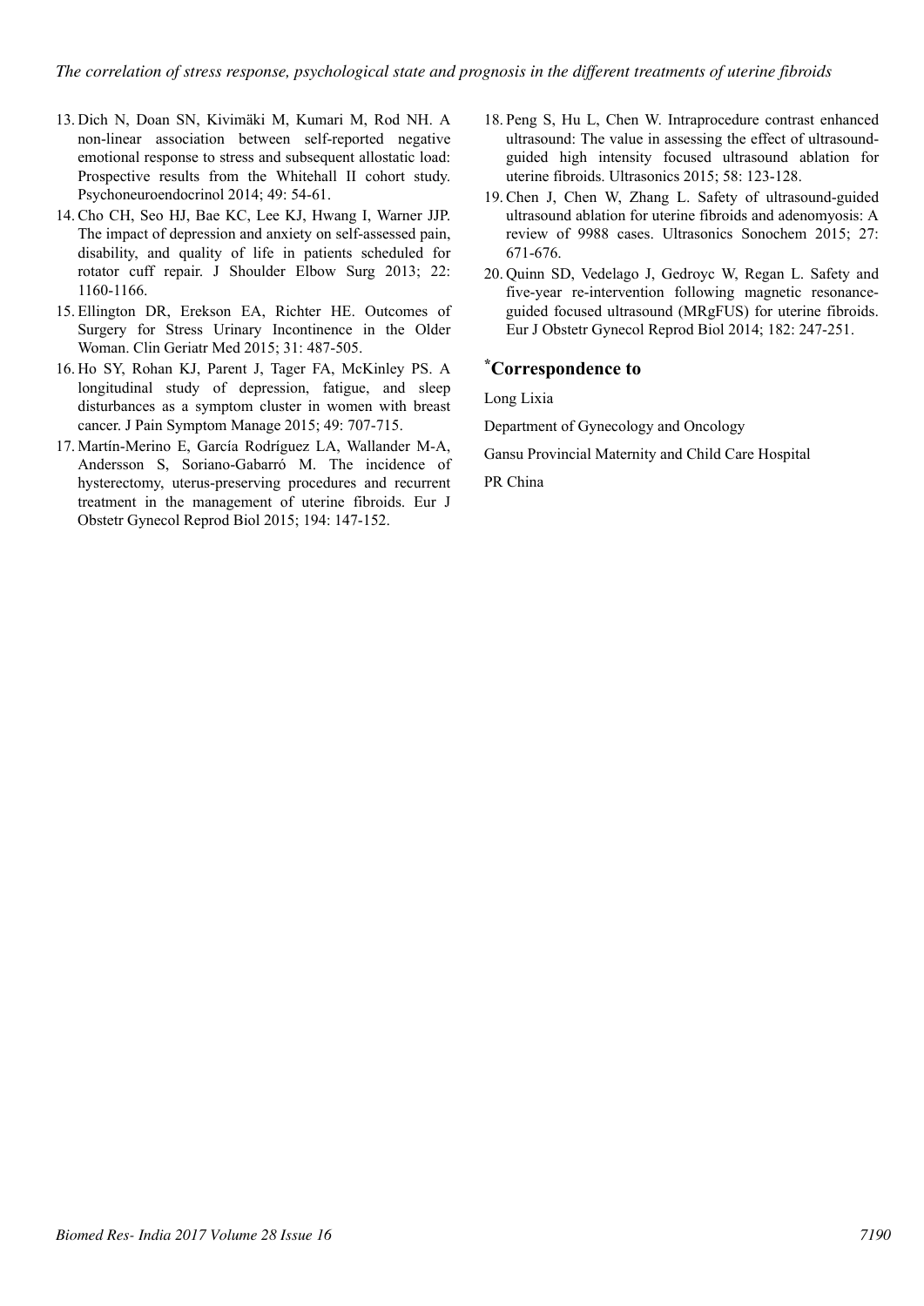13. Dich N, Doan SN, Kivimäki M, Kumari M, Rod NH. A non-linear association between self-reported negative emotional response to stress and subsequent allostatic load: Prospective results from the Whitehall II cohort study. Psychoneuroendocrinol 2014; 49: 54-61.
14. Cho CH, Seo HJ, Bae KC, Lee KJ, Hwang I, Warner JJP. The impact of depression and anxiety on self-assessed pain, disability, and quality of life in patients scheduled for rotator cuff repair. J Shoulder Elbow Surg 2013; 22: 1160-1166.
15. Ellington DR, Erekson EA, Richter HE. Outcomes of Surgery for Stress Urinary Incontinence in the Older Woman. Clin Geriatr Med 2015; 31: 487-505.
16. Ho SY, Rohan KJ, Parent J, Tager FA, McKinley PS. A longitudinal study of depression, fatigue, and sleep disturbances as a symptom cluster in women with breast cancer. J Pain Symptom Manage 2015; 49: 707-715.
17. Martín-Merino E, García Rodríguez LA, Wallander M-A, Andersson S, Soriano-Gabarró M. The incidence of hysterectomy, uterus-preserving procedures and recurrent treatment in the management of uterine fibroids. Eur J Obstetr Gynecol Reprod Biol 2015; 194: 147-152.
18. Peng S, Hu L, Chen W. Intraprocedure contrast enhanced ultrasound: The value in assessing the effect of ultrasound-guided high intensity focused ultrasound ablation for uterine fibroids. Ultrasonics 2015; 58: 123-128.
19. Chen J, Chen W, Zhang L. Safety of ultrasound-guided ultrasound ablation for uterine fibroids and adenomyosis: A review of 9988 cases. Ultrasonics Sonochem 2015; 27: 671-676.
20. Quinn SD, Vedelago J, Gedroyc W, Regan L. Safety and five-year re-intervention following magnetic resonance-guided focused ultrasound (MRgFUS) for uterine fibroids. Eur J Obstetr Gynecol Reprod Biol 2014; 182: 247-251.

## *Correspondence to

Long Lixia

Department of Gynecology and Oncology

Gansu Provincial Maternity and Child Care Hospital

PR China